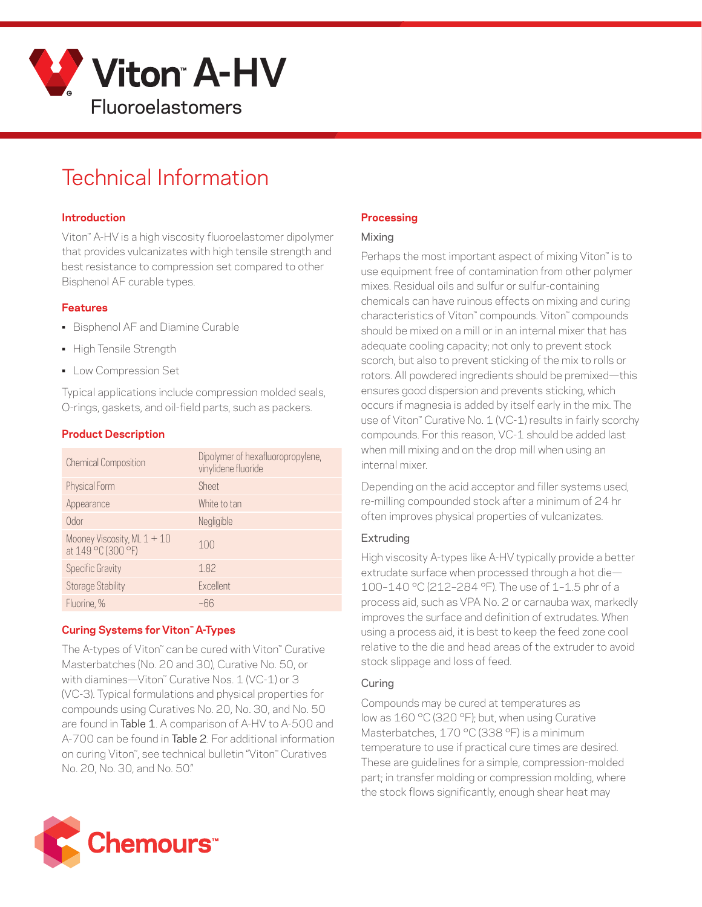# Viton™ A-HV

Fluoroelastomers

## Technical Information

### Introduction

Viton™ A-HV is a high viscosity fluoroelastomer dipolymer that provides vulcanizates with high tensile strength and best resistance to compression set compared to other Bisphenol AF curable types.

### Features

- Bisphenol AF and Diamine Curable
- High Tensile Strength
- Low Compression Set

Typical applications include compression molded seals, O-rings, gaskets, and oil-field parts, such as packers.

### Product Description

| | |
|---|---|
| Chemical Composition | Dipolymer of hexafluoropropylene, vinylidene fluoride |
| Physical Form | Sheet |
| Appearance | White to tan |
| Odor | Negligible |
| Mooney Viscosity, ML 1 + 10 at 149 °C (300 °F) | 100 |
| Specific Gravity | 1.82 |
| Storage Stability | Excellent |
| Fluorine, % | ~66 |

### Curing Systems for Viton™ A-Types

The A-types of Viton™ can be cured with Viton™ Curative Masterbatches (No. 20 and 30), Curative No. 50, or with diamines—Viton™ Curative Nos. 1 (VC-1) or 3 (VC-3). Typical formulations and physical properties for compounds using Curatives No. 20, No. 30, and No. 50 are found in Table 1. A comparison of A-HV to A-500 and A-700 can be found in Table 2. For additional information on curing Viton™, see technical bulletin "Viton™ Curatives No. 20, No. 30, and No. 50."

### Processing

#### Mixing

Perhaps the most important aspect of mixing Viton™ is to use equipment free of contamination from other polymer mixes. Residual oils and sulfur or sulfur-containing chemicals can have ruinous effects on mixing and curing characteristics of Viton™ compounds. Viton™ compounds should be mixed on a mill or in an internal mixer that has adequate cooling capacity; not only to prevent stock scorch, but also to prevent sticking of the mix to rolls or rotors. All powdered ingredients should be premixed—this ensures good dispersion and prevents sticking, which occurs if magnesia is added by itself early in the mix. The use of Viton™ Curative No. 1 (VC-1) results in fairly scorchy compounds. For this reason, VC-1 should be added last when mill mixing and on the drop mill when using an internal mixer.

Depending on the acid acceptor and filler systems used, re-milling compounded stock after a minimum of 24 hr often improves physical properties of vulcanizates.

#### Extruding

High viscosity A-types like A-HV typically provide a better extrudate surface when processed through a hot die—100–140 °C (212–284 °F). The use of 1–1.5 phr of a process aid, such as VPA No. 2 or carnauba wax, markedly improves the surface and definition of extrudates. When using a process aid, it is best to keep the feed zone cool relative to the die and head areas of the extruder to avoid stock slippage and loss of feed.

#### Curing

Compounds may be cured at temperatures as low as 160 °C (320 °F); but, when using Curative Masterbatches, 170 °C (338 °F) is a minimum temperature to use if practical cure times are desired. These are guidelines for a simple, compression-molded part; in transfer molding or compression molding, where the stock flows significantly, enough shear heat may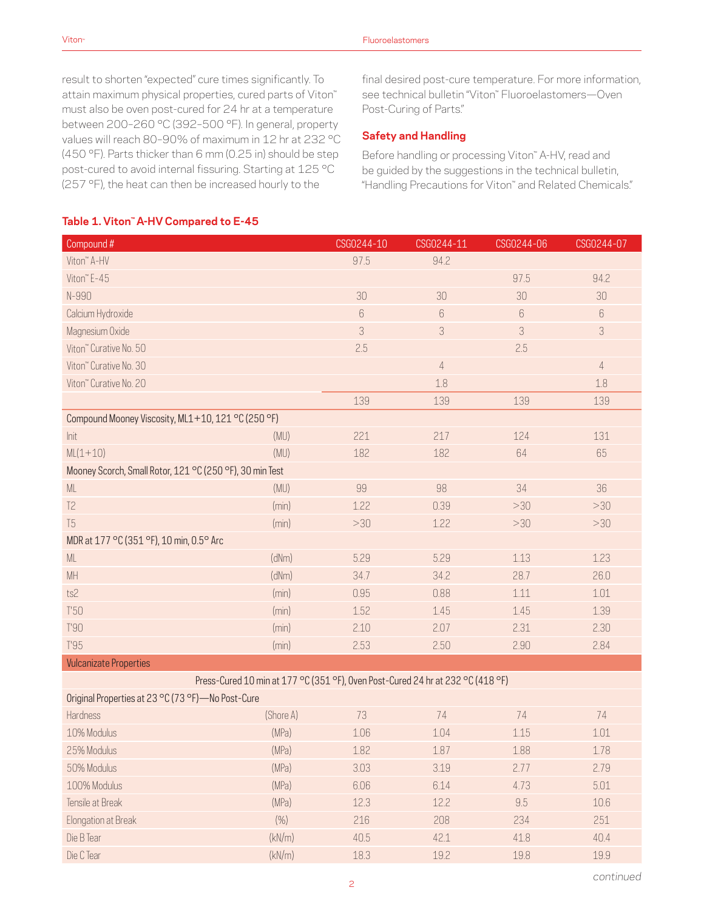result to shorten "expected" cure times significantly. To attain maximum physical properties, cured parts of Viton™ must also be oven post-cured for 24 hr at a temperature between 200–260 °C (392–500 °F). In general, property values will reach 80–90% of maximum in 12 hr at 232 °C (450 °F). Parts thicker than 6 mm (0.25 in) should be step post-cured to avoid internal fissuring. Starting at 125 °C (257 °F), the heat can then be increased hourly to the final desired post-cure temperature. For more information, see technical bulletin "Viton™ Fluoroelastomers—Oven Post-Curing of Parts."

## Safety and Handling

Before handling or processing Viton™ A-HV, read and be guided by the suggestions in the technical bulletin, "Handling Precautions for Viton™ and Related Chemicals."

### Table 1. Viton™ A-HV Compared to E-45

| Compound # | | CSG0244-10 | CSG0244-11 | CSG0244-06 | CSG0244-07 |
|---|---|---|---|---|---|
| Viton™ A-HV | | 97.5 | 94.2 | | |
| Viton™ E-45 | | | | 97.5 | 94.2 |
| N-990 | | 30 | 30 | 30 | 30 |
| Calcium Hydroxide | | 6 | 6 | 6 | 6 |
| Magnesium Oxide | | 3 | 3 | 3 | 3 |
| Viton™ Curative No. 50 | | 2.5 | | 2.5 | |
| Viton™ Curative No. 30 | | | 4 | | 4 |
| Viton™ Curative No. 20 | | | 1.8 | | 1.8 |
| | | 139 | 139 | 139 | 139 |
| Compound Mooney Viscosity, ML1+10, 121 °C (250 °F) | | | | | |
| Init | (MU) | 221 | 217 | 124 | 131 |
| ML(1+10) | (MU) | 182 | 182 | 64 | 65 |
| Mooney Scorch, Small Rotor, 121 °C (250 °F), 30 min Test | | | | | |
| ML | (MU) | 99 | 98 | 34 | 36 |
| T2 | (min) | 1.22 | 0.39 | >30 | >30 |
| T5 | (min) | >30 | 1.22 | >30 | >30 |
| MDR at 177 °C (351 °F), 10 min, 0.5° Arc | | | | | |
| ML | (dNm) | 5.29 | 5.29 | 1.13 | 1.23 |
| MH | (dNm) | 34.7 | 34.2 | 28.7 | 26.0 |
| ts2 | (min) | 0.95 | 0.88 | 1.11 | 1.01 |
| T'50 | (min) | 1.52 | 1.45 | 1.45 | 1.39 |
| T'90 | (min) | 2.10 | 2.07 | 2.31 | 2.30 |
| T'95 | (min) | 2.53 | 2.50 | 2.90 | 2.84 |
| Vulcanizate Properties | | | | | |
| Press-Cured 10 min at 177 °C (351 °F), Oven Post-Cured 24 hr at 232 °C (418 °F) | | | | | |
| Original Properties at 23 °C (73 °F)—No Post-Cure | | | | | |
| Hardness | (Shore A) | 73 | 74 | 74 | 74 |
| 10% Modulus | (MPa) | 1.06 | 1.04 | 1.15 | 1.01 |
| 25% Modulus | (MPa) | 1.82 | 1.87 | 1.88 | 1.78 |
| 50% Modulus | (MPa) | 3.03 | 3.19 | 2.77 | 2.79 |
| 100% Modulus | (MPa) | 6.06 | 6.14 | 4.73 | 5.01 |
| Tensile at Break | (MPa) | 12.3 | 12.2 | 9.5 | 10.6 |
| Elongation at Break | (%) | 216 | 208 | 234 | 251 |
| Die B Tear | (kN/m) | 40.5 | 42.1 | 41.8 | 40.4 |
| Die C Tear | (kN/m) | 18.3 | 19.2 | 19.8 | 19.9 |

*continued*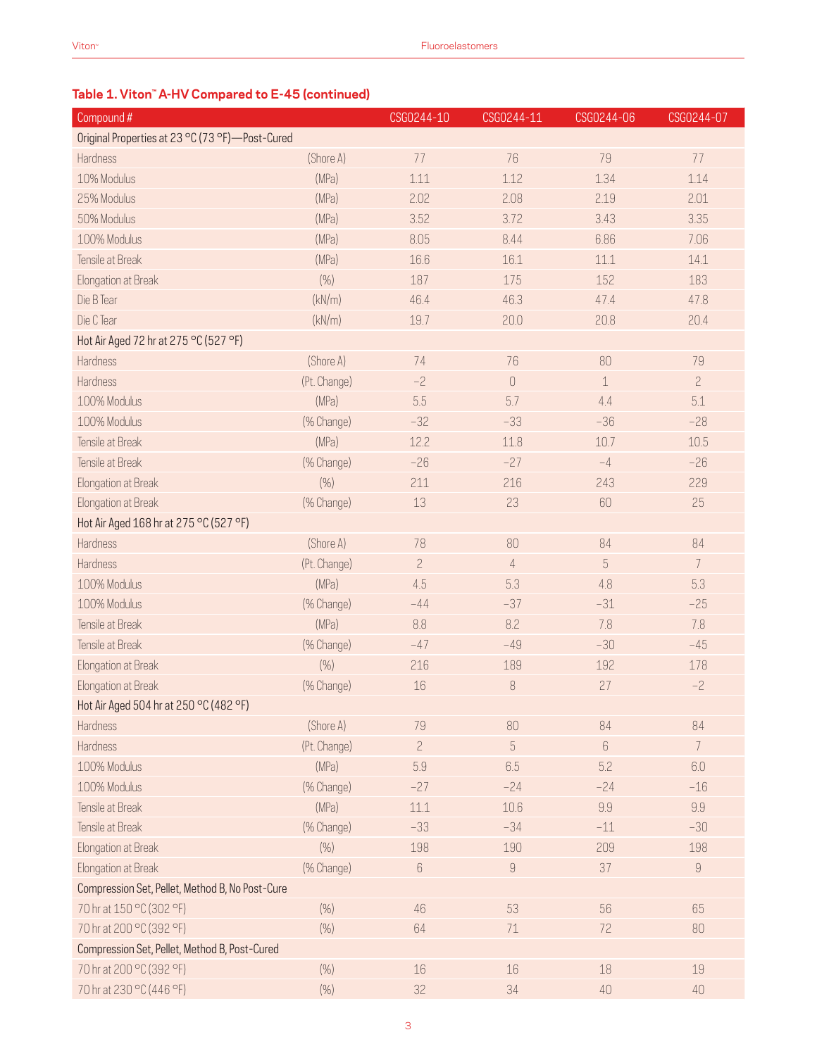## Table 1. Viton™ A-HV Compared to E-45 (continued)

| Compound # | | CSG0244-10 | CSG0244-11 | CSG0244-06 | CSG0244-07 |
|---|---|---|---|---|---|
| Original Properties at 23 °C (73 °F)—Post-Cured | | | | | |
| Hardness | (Shore A) | 77 | 76 | 79 | 77 |
| 10% Modulus | (MPa) | 1.11 | 1.12 | 1.34 | 1.14 |
| 25% Modulus | (MPa) | 2.02 | 2.08 | 2.19 | 2.01 |
| 50% Modulus | (MPa) | 3.52 | 3.72 | 3.43 | 3.35 |
| 100% Modulus | (MPa) | 8.05 | 8.44 | 6.86 | 7.06 |
| Tensile at Break | (MPa) | 16.6 | 16.1 | 11.1 | 14.1 |
| Elongation at Break | (%) | 187 | 175 | 152 | 183 |
| Die B Tear | (kN/m) | 46.4 | 46.3 | 47.4 | 47.8 |
| Die C Tear | (kN/m) | 19.7 | 20.0 | 20.8 | 20.4 |
| Hot Air Aged 72 hr at 275 °C (527 °F) | | | | | |
| Hardness | (Shore A) | 74 | 76 | 80 | 79 |
| Hardness | (Pt. Change) | −2 | 0 | 1 | 2 |
| 100% Modulus | (MPa) | 5.5 | 5.7 | 4.4 | 5.1 |
| 100% Modulus | (% Change) | −32 | −33 | −36 | −28 |
| Tensile at Break | (MPa) | 12.2 | 11.8 | 10.7 | 10.5 |
| Tensile at Break | (% Change) | −26 | −27 | −4 | −26 |
| Elongation at Break | (%) | 211 | 216 | 243 | 229 |
| Elongation at Break | (% Change) | 13 | 23 | 60 | 25 |
| Hot Air Aged 168 hr at 275 °C (527 °F) | | | | | |
| Hardness | (Shore A) | 78 | 80 | 84 | 84 |
| Hardness | (Pt. Change) | 2 | 4 | 5 | 7 |
| 100% Modulus | (MPa) | 4.5 | 5.3 | 4.8 | 5.3 |
| 100% Modulus | (% Change) | −44 | −37 | −31 | −25 |
| Tensile at Break | (MPa) | 8.8 | 8.2 | 7.8 | 7.8 |
| Tensile at Break | (% Change) | −47 | −49 | −30 | −45 |
| Elongation at Break | (%) | 216 | 189 | 192 | 178 |
| Elongation at Break | (% Change) | 16 | 8 | 27 | −2 |
| Hot Air Aged 504 hr at 250 °C (482 °F) | | | | | |
| Hardness | (Shore A) | 79 | 80 | 84 | 84 |
| Hardness | (Pt. Change) | 2 | 5 | 6 | 7 |
| 100% Modulus | (MPa) | 5.9 | 6.5 | 5.2 | 6.0 |
| 100% Modulus | (% Change) | −27 | −24 | −24 | −16 |
| Tensile at Break | (MPa) | 11.1 | 10.6 | 9.9 | 9.9 |
| Tensile at Break | (% Change) | −33 | −34 | −11 | −30 |
| Elongation at Break | (%) | 198 | 190 | 209 | 198 |
| Elongation at Break | (% Change) | 6 | 9 | 37 | 9 |
| Compression Set, Pellet, Method B, No Post-Cure | | | | | |
| 70 hr at 150 °C (302 °F) | (%) | 46 | 53 | 56 | 65 |
| 70 hr at 200 °C (392 °F) | (%) | 64 | 71 | 72 | 80 |
| Compression Set, Pellet, Method B, Post-Cured | | | | | |
| 70 hr at 200 °C (392 °F) | (%) | 16 | 16 | 18 | 19 |
| 70 hr at 230 °C (446 °F) | (%) | 32 | 34 | 40 | 40 |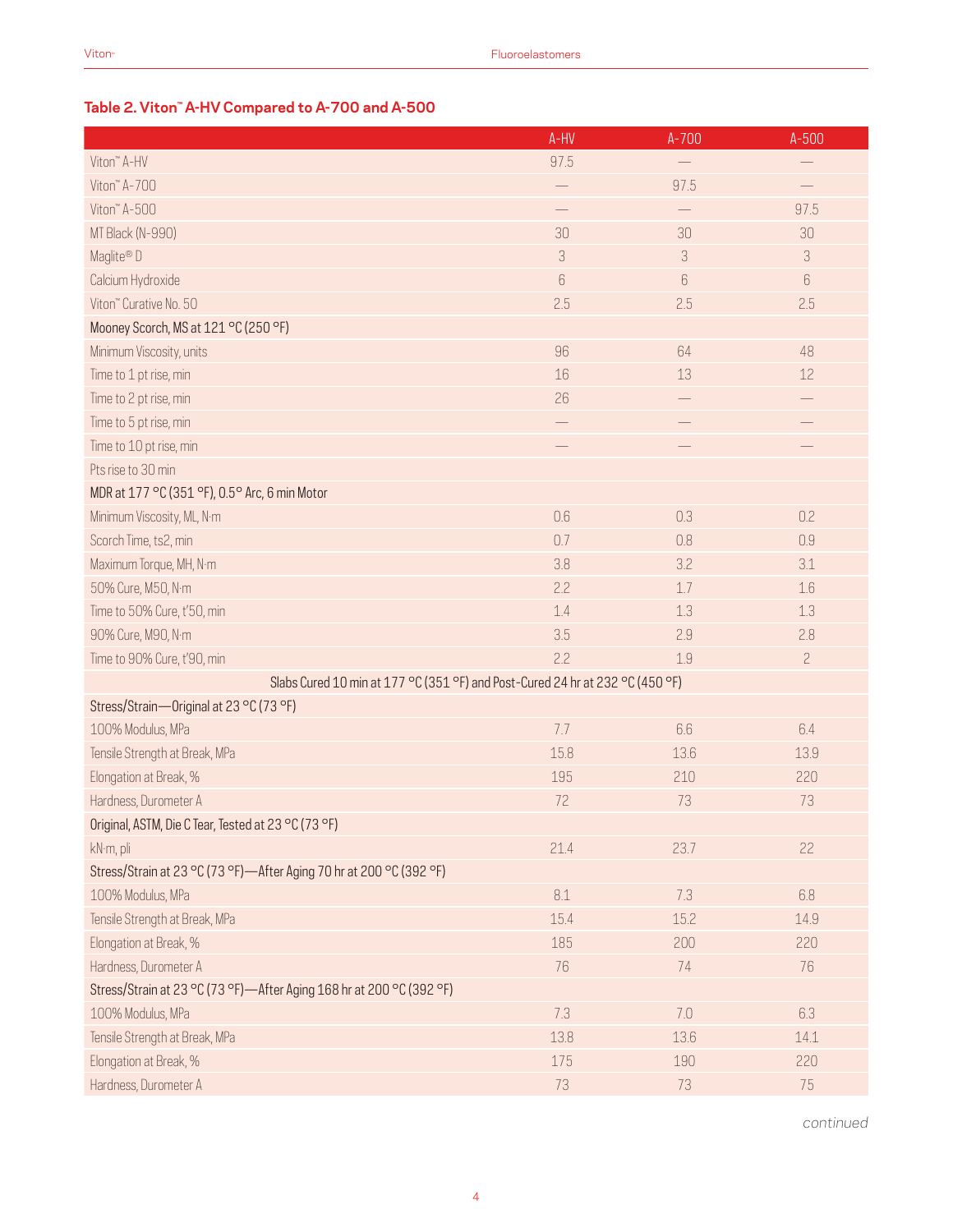## Table 2. Viton™ A-HV Compared to A-700 and A-500

| | A-HV | A-700 | A-500 |
|---|---|---|---|
| Viton™ A-HV | 97.5 | — | — |
| Viton™ A-700 | — | 97.5 | — |
| Viton™ A-500 | — | — | 97.5 |
| MT Black (N-990) | 30 | 30 | 30 |
| Maglite® D | 3 | 3 | 3 |
| Calcium Hydroxide | 6 | 6 | 6 |
| Viton™ Curative No. 50 | 2.5 | 2.5 | 2.5 |
| Mooney Scorch, MS at 121 °C (250 °F) | | | |
| Minimum Viscosity, units | 96 | 64 | 48 |
| Time to 1 pt rise, min | 16 | 13 | 12 |
| Time to 2 pt rise, min | 26 | — | — |
| Time to 5 pt rise, min | — | — | — |
| Time to 10 pt rise, min | — | — | — |
| Pts rise to 30 min | | | |
| MDR at 177 °C (351 °F), 0.5° Arc, 6 min Motor | | | |
| Minimum Viscosity, ML, N·m | 0.6 | 0.3 | 0.2 |
| Scorch Time, ts2, min | 0.7 | 0.8 | 0.9 |
| Maximum Torque, MH, N·m | 3.8 | 3.2 | 3.1 |
| 50% Cure, M50, N·m | 2.2 | 1.7 | 1.6 |
| Time to 50% Cure, t'50, min | 1.4 | 1.3 | 1.3 |
| 90% Cure, M90, N·m | 3.5 | 2.9 | 2.8 |
| Time to 90% Cure, t'90, min | 2.2 | 1.9 | 2 |
| Slabs Cured 10 min at 177 °C (351 °F) and Post-Cured 24 hr at 232 °C (450 °F) | | | |
| Stress/Strain—Original at 23 °C (73 °F) | | | |
| 100% Modulus, MPa | 7.7 | 6.6 | 6.4 |
| Tensile Strength at Break, MPa | 15.8 | 13.6 | 13.9 |
| Elongation at Break, % | 195 | 210 | 220 |
| Hardness, Durometer A | 72 | 73 | 73 |
| Original, ASTM, Die C Tear, Tested at 23 °C (73 °F) | | | |
| kN·m, pli | 21.4 | 23.7 | 22 |
| Stress/Strain at 23 °C (73 °F)—After Aging 70 hr at 200 °C (392 °F) | | | |
| 100% Modulus, MPa | 8.1 | 7.3 | 6.8 |
| Tensile Strength at Break, MPa | 15.4 | 15.2 | 14.9 |
| Elongation at Break, % | 185 | 200 | 220 |
| Hardness, Durometer A | 76 | 74 | 76 |
| Stress/Strain at 23 °C (73 °F)—After Aging 168 hr at 200 °C (392 °F) | | | |
| 100% Modulus, MPa | 7.3 | 7.0 | 6.3 |
| Tensile Strength at Break, MPa | 13.8 | 13.6 | 14.1 |
| Elongation at Break, % | 175 | 190 | 220 |
| Hardness, Durometer A | 73 | 73 | 75 |

*continued*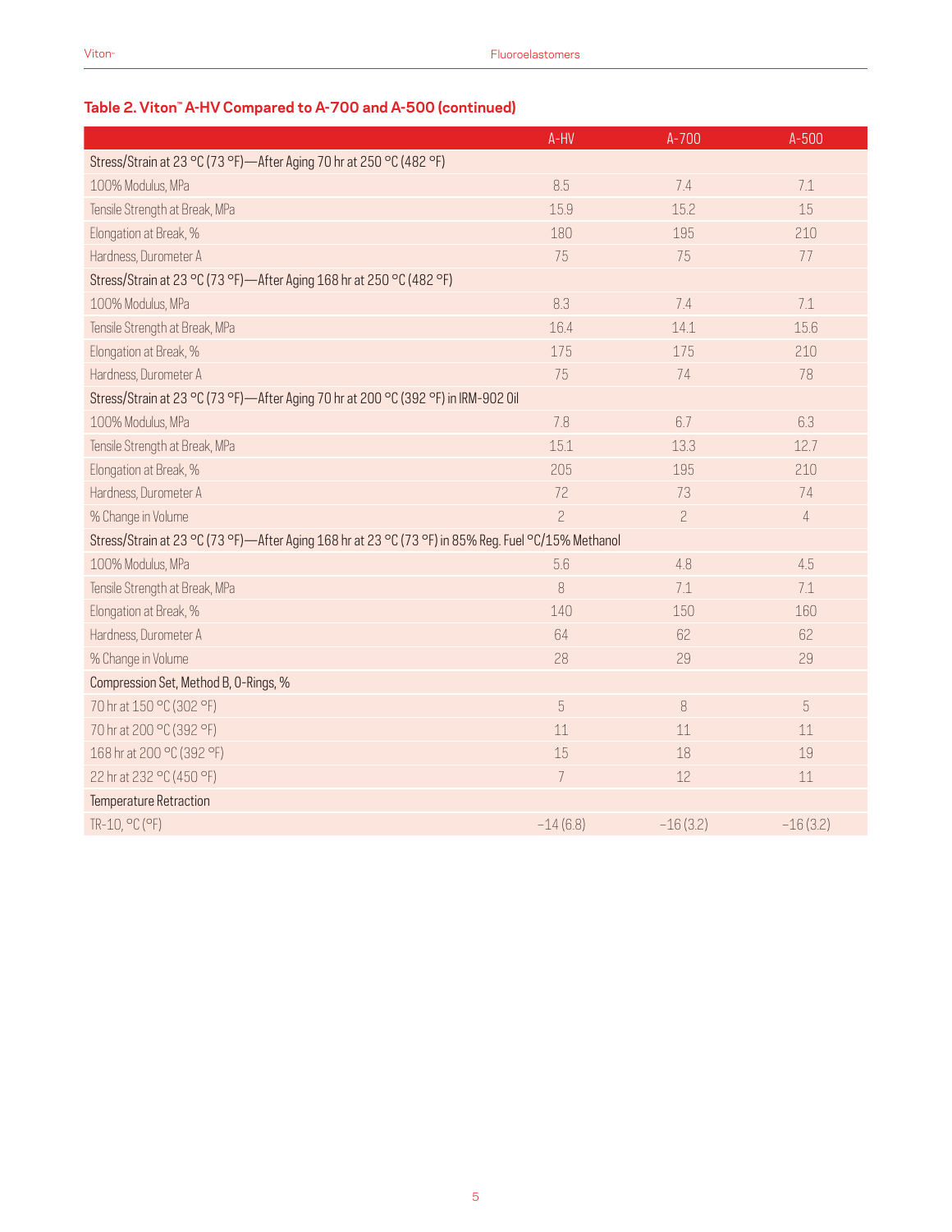### Table 2. Viton™ A-HV Compared to A-700 and A-500 (continued)

| | A-HV | A-700 | A-500 |
|---|---|---|---|
| Stress/Strain at 23 °C (73 °F)—After Aging 70 hr at 250 °C (482 °F) | | | |
| 100% Modulus, MPa | 8.5 | 7.4 | 7.1 |
| Tensile Strength at Break, MPa | 15.9 | 15.2 | 15 |
| Elongation at Break, % | 180 | 195 | 210 |
| Hardness, Durometer A | 75 | 75 | 77 |
| Stress/Strain at 23 °C (73 °F)—After Aging 168 hr at 250 °C (482 °F) | | | |
| 100% Modulus, MPa | 8.3 | 7.4 | 7.1 |
| Tensile Strength at Break, MPa | 16.4 | 14.1 | 15.6 |
| Elongation at Break, % | 175 | 175 | 210 |
| Hardness, Durometer A | 75 | 74 | 78 |
| Stress/Strain at 23 °C (73 °F)—After Aging 70 hr at 200 °C (392 °F) in IRM-902 Oil | | | |
| 100% Modulus, MPa | 7.8 | 6.7 | 6.3 |
| Tensile Strength at Break, MPa | 15.1 | 13.3 | 12.7 |
| Elongation at Break, % | 205 | 195 | 210 |
| Hardness, Durometer A | 72 | 73 | 74 |
| % Change in Volume | 2 | 2 | 4 |
| Stress/Strain at 23 °C (73 °F)—After Aging 168 hr at 23 °C (73 °F) in 85% Reg. Fuel °C/15% Methanol | | | |
| 100% Modulus, MPa | 5.6 | 4.8 | 4.5 |
| Tensile Strength at Break, MPa | 8 | 7.1 | 7.1 |
| Elongation at Break, % | 140 | 150 | 160 |
| Hardness, Durometer A | 64 | 62 | 62 |
| % Change in Volume | 28 | 29 | 29 |
| Compression Set, Method B, O-Rings, % | | | |
| 70 hr at 150 °C (302 °F) | 5 | 8 | 5 |
| 70 hr at 200 °C (392 °F) | 11 | 11 | 11 |
| 168 hr at 200 °C (392 °F) | 15 | 18 | 19 |
| 22 hr at 232 °C (450 °F) | 7 | 12 | 11 |
| Temperature Retraction | | | |
| TR-10, °C (°F) | −14 (6.8) | −16 (3.2) | −16 (3.2) |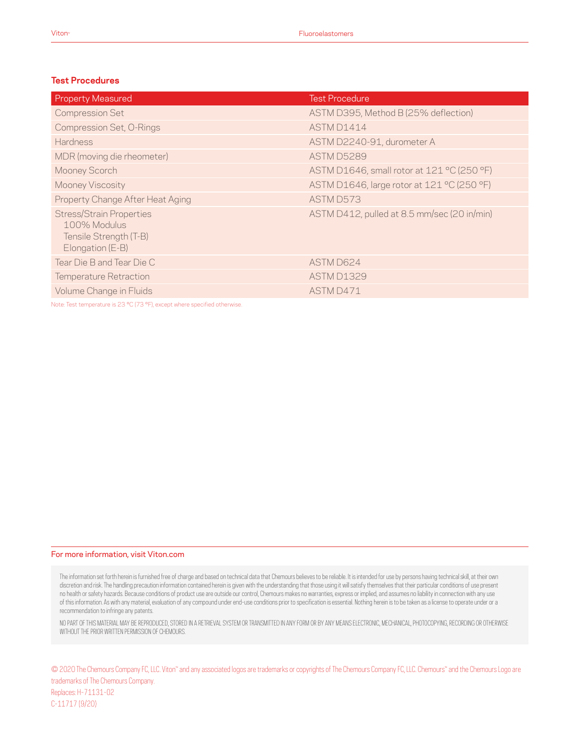### Test Procedures

| Property Measured | Test Procedure |
|---|---|
| Compression Set | ASTM D395, Method B (25% deflection) |
| Compression Set, O-Rings | ASTM D1414 |
| Hardness | ASTM D2240-91, durometer A |
| MDR (moving die rheometer) | ASTM D5289 |
| Mooney Scorch | ASTM D1646, small rotor at 121 °C (250 °F) |
| Mooney Viscosity | ASTM D1646, large rotor at 121 °C (250 °F) |
| Property Change After Heat Aging | ASTM D573 |
| Stress/Strain Properties<br>100% Modulus<br>Tensile Strength (T-B)<br>Elongation (E-B) | ASTM D412, pulled at 8.5 mm/sec (20 in/min) |
| Tear Die B and Tear Die C | ASTM D624 |
| Temperature Retraction | ASTM D1329 |
| Volume Change in Fluids | ASTM D471 |

Note: Test temperature is 23 °C (73 °F), except where specified otherwise.

For more information, visit Viton.com

The information set forth herein is furnished free of charge and based on technical data that Chemours believes to be reliable. It is intended for use by persons having technical skill, at their own discretion and risk. The handling precaution information contained herein is given with the understanding that those using it will satisfy themselves that their particular conditions of use present no health or safety hazards. Because conditions of product use are outside our control, Chemours makes no warranties, express or implied, and assumes no liability in connection with any use of this information. As with any material, evaluation of any compound under end-use conditions prior to specification is essential. Nothing herein is to be taken as a license to operate under or a recommendation to infringe any patents.

NO PART OF THIS MATERIAL MAY BE REPRODUCED, STORED IN A RETRIEVAL SYSTEM OR TRANSMITTED IN ANY FORM OR BY ANY MEANS ELECTRONIC, MECHANICAL, PHOTOCOPYING, RECORDING OR OTHERWISE WITHOUT THE PRIOR WRITTEN PERMISSION OF CHEMOURS.

© 2020 The Chemours Company FC, LLC. Viton™ and any associated logos are trademarks or copyrights of The Chemours Company FC, LLC. Chemours™ and the Chemours Logo are trademarks of The Chemours Company.

Replaces: H-71131-02

C-11717 (9/20)